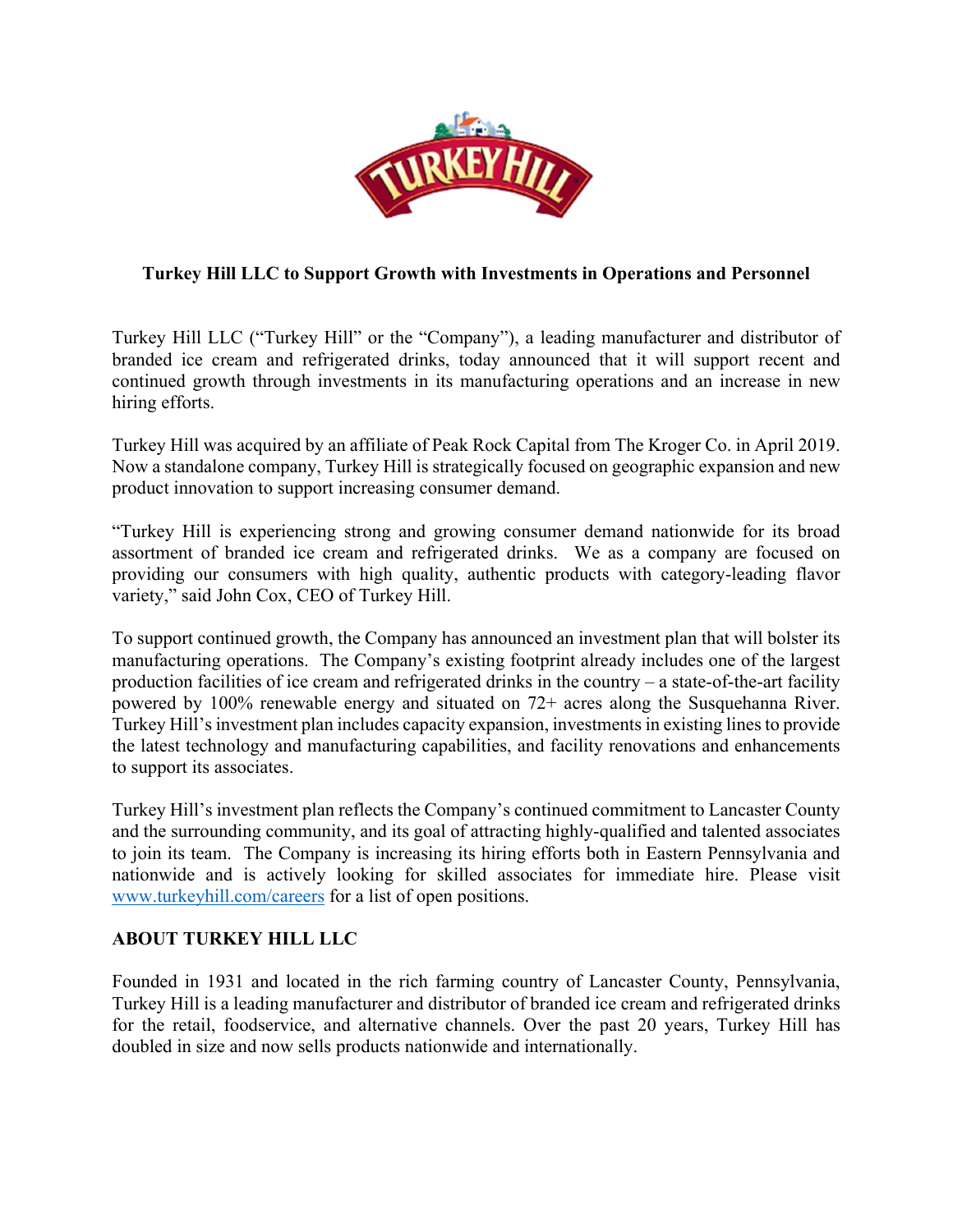# Turkey Hill LLC to Support Growth with Investments in Operations and Personnel

Turkey Hill LLC ("Turkey Hill" or the "Company"), a leading manufacturer and distributor of branded ice cream and refrigerated drinks, today announced that it will support recent and continued growth through investments in its manufacturing operations and an increase in new hiring efforts.

Turkey Hill was acquired by an affiliate of Peak Rock Capital from The Kroger Co. in April 2019. Now a standalone company, Turkey Hill is strategically focused on geographic expansion and new product innovation to support increasing consumer demand.

"Turkey Hill is experiencing strong and growing consumer demand nationwide for its broad assortment of branded ice cream and refrigerated drinks. We as a company are focused on providing our consumers with high quality, authentic products with category-leading flavor variety," said John Cox, CEO of Turkey Hill.

To support continued growth, the Company has announced an investment plan that will bolster its manufacturing operations. The Company's existing footprint already includes one of the largest production facilities of ice cream and refrigerated drinks in the country – a state-of-the-art facility powered by 100% renewable energy and situated on 72+ acres along the Susquehanna River. Turkey Hill's investment plan includes capacity expansion, investments in existing lines to provide the latest technology and manufacturing capabilities, and facility renovations and enhancements to support its associates.

Turkey Hill's investment plan reflects the Company's continued commitment to Lancaster County and the surrounding community, and its goal of attracting highly-qualified and talented associates to join its team. The Company is increasing its hiring efforts both in Eastern Pennsylvania and nationwide and is actively looking for skilled associates for immediate hire. Please visit [www.turkeyhill.com/careers](http://www.turkeyhill.com/careers) for a list of open positions.

## ABOUT TURKEY HILL LLC

Founded in 1931 and located in the rich farming country of Lancaster County, Pennsylvania, Turkey Hill is a leading manufacturer and distributor of branded ice cream and refrigerated drinks for the retail, foodservice, and alternative channels. Over the past 20 years, Turkey Hill has doubled in size and now sells products nationwide and internationally.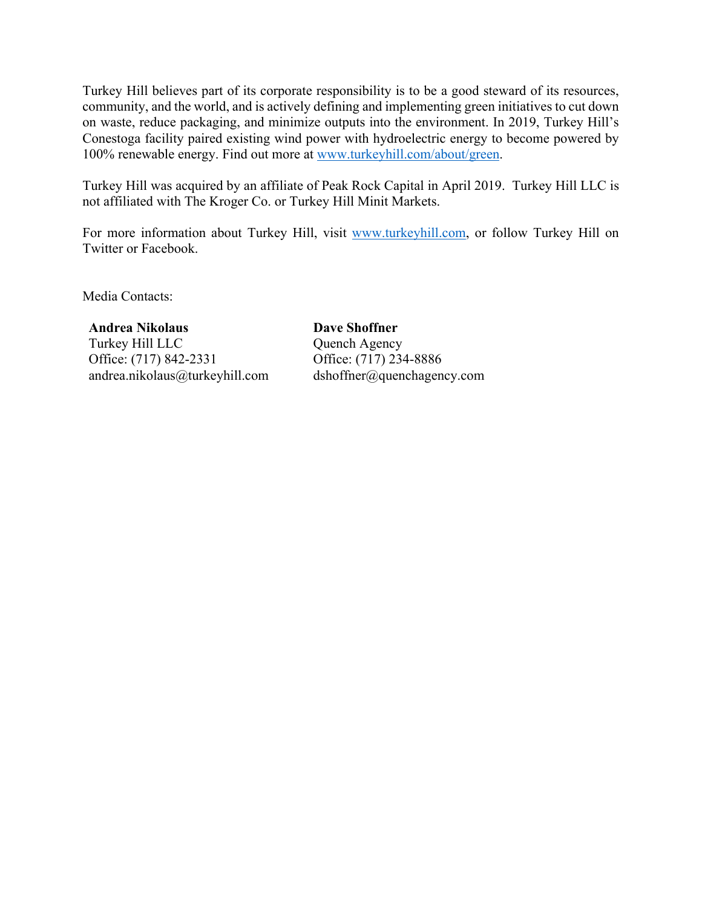Turkey Hill believes part of its corporate responsibility is to be a good steward of its resources, community, and the world, and is actively defining and implementing green initiatives to cut down on waste, reduce packaging, and minimize outputs into the environment. In 2019, Turkey Hill's Conestoga facility paired existing wind power with hydroelectric energy to become powered by 100% renewable energy. Find out more at [www.turkeyhill.com/about/green](www.turkeyhill.com/about/green).

Turkey Hill was acquired by an affiliate of Peak Rock Capital in April 2019. Turkey Hill LLC is not affiliated with The Kroger Co. or Turkey Hill Minit Markets.

For more information about Turkey Hill, visit [www.turkeyhill.com](www.turkeyhill.com), or follow Turkey Hill on Twitter or Facebook.

Media Contacts:

**Andrea Nikolaus**
Turkey Hill LLC
Office: (717) 842-2331
andrea.nikolaus@turkeyhill.com

**Dave Shoffner**
Quench Agency
Office: (717) 234-8886
dshoffner@quenchagency.com